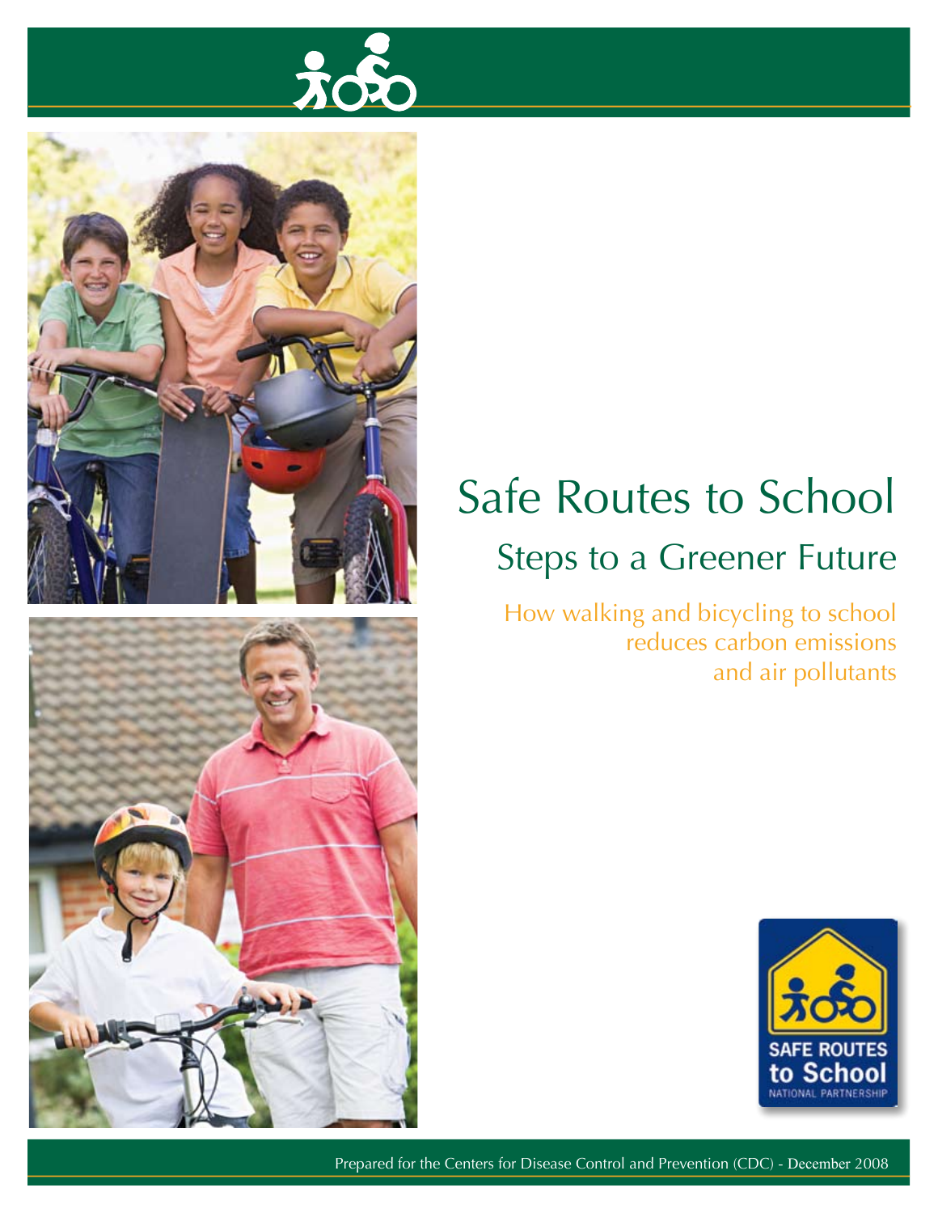# Safe Routes to School

## Steps to a Greener Future

How walking and bicycling to school reduces carbon emissions and air pollutants

SAFE ROUTES to School NATIONAL PARTNERSHIP

Prepared for the Centers for Disease Control and Prevention (CDC) - December 2008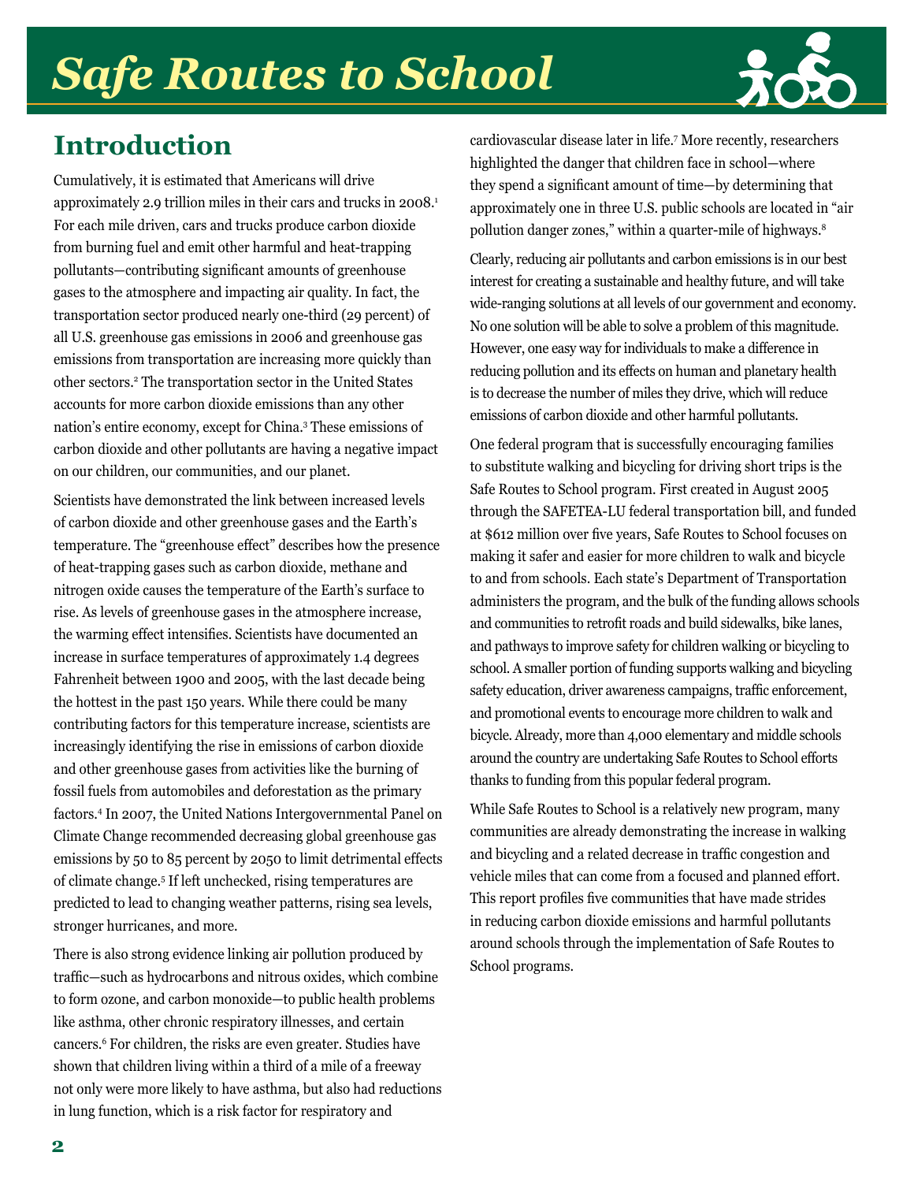# Safe Routes to School

## Introduction

Cumulatively, it is estimated that Americans will drive approximately 2.9 trillion miles in their cars and trucks in 2008.[1] For each mile driven, cars and trucks produce carbon dioxide from burning fuel and emit other harmful and heat-trapping pollutants—contributing significant amounts of greenhouse gases to the atmosphere and impacting air quality. In fact, the transportation sector produced nearly one-third (29 percent) of all U.S. greenhouse gas emissions in 2006 and greenhouse gas emissions from transportation are increasing more quickly than other sectors.[2] The transportation sector in the United States accounts for more carbon dioxide emissions than any other nation's entire economy, except for China.[3] These emissions of carbon dioxide and other pollutants are having a negative impact on our children, our communities, and our planet.

Scientists have demonstrated the link between increased levels of carbon dioxide and other greenhouse gases and the Earth's temperature. The "greenhouse effect" describes how the presence of heat-trapping gases such as carbon dioxide, methane and nitrogen oxide causes the temperature of the Earth's surface to rise. As levels of greenhouse gases in the atmosphere increase, the warming effect intensifies. Scientists have documented an increase in surface temperatures of approximately 1.4 degrees Fahrenheit between 1900 and 2005, with the last decade being the hottest in the past 150 years. While there could be many contributing factors for this temperature increase, scientists are increasingly identifying the rise in emissions of carbon dioxide and other greenhouse gases from activities like the burning of fossil fuels from automobiles and deforestation as the primary factors.[4] In 2007, the United Nations Intergovernmental Panel on Climate Change recommended decreasing global greenhouse gas emissions by 50 to 85 percent by 2050 to limit detrimental effects of climate change.[5] If left unchecked, rising temperatures are predicted to lead to changing weather patterns, rising sea levels, stronger hurricanes, and more.

There is also strong evidence linking air pollution produced by traffic—such as hydrocarbons and nitrous oxides, which combine to form ozone, and carbon monoxide—to public health problems like asthma, other chronic respiratory illnesses, and certain cancers.[6] For children, the risks are even greater. Studies have shown that children living within a third of a mile of a freeway not only were more likely to have asthma, but also had reductions in lung function, which is a risk factor for respiratory and cardiovascular disease later in life.[7] More recently, researchers highlighted the danger that children face in school—where they spend a significant amount of time—by determining that approximately one in three U.S. public schools are located in "air pollution danger zones," within a quarter-mile of highways.[8]

Clearly, reducing air pollutants and carbon emissions is in our best interest for creating a sustainable and healthy future, and will take wide-ranging solutions at all levels of our government and economy. No one solution will be able to solve a problem of this magnitude. However, one easy way for individuals to make a difference in reducing pollution and its effects on human and planetary health is to decrease the number of miles they drive, which will reduce emissions of carbon dioxide and other harmful pollutants.

One federal program that is successfully encouraging families to substitute walking and bicycling for driving short trips is the Safe Routes to School program. First created in August 2005 through the SAFETEA-LU federal transportation bill, and funded at $612 million over five years, Safe Routes to School focuses on making it safer and easier for more children to walk and bicycle to and from schools. Each state's Department of Transportation administers the program, and the bulk of the funding allows schools and communities to retrofit roads and build sidewalks, bike lanes, and pathways to improve safety for children walking or bicycling to school. A smaller portion of funding supports walking and bicycling safety education, driver awareness campaigns, traffic enforcement, and promotional events to encourage more children to walk and bicycle. Already, more than 4,000 elementary and middle schools around the country are undertaking Safe Routes to School efforts thanks to funding from this popular federal program.

While Safe Routes to School is a relatively new program, many communities are already demonstrating the increase in walking and bicycling and a related decrease in traffic congestion and vehicle miles that can come from a focused and planned effort. This report profiles five communities that have made strides in reducing carbon dioxide emissions and harmful pollutants around schools through the implementation of Safe Routes to School programs.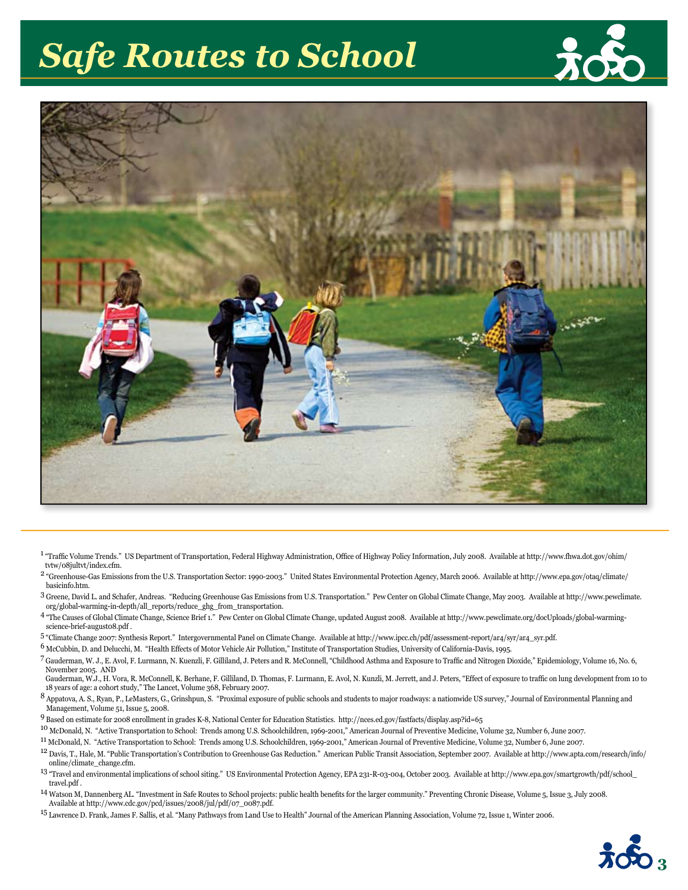# Safe Routes to School

[1] "Traffic Volume Trends." US Department of Transportation, Federal Highway Administration, Office of Highway Policy Information, July 2008. Available at http://www.fhwa.dot.gov/ohim/tvtw/08jultvt/index.cfm.

[2] "Greenhouse-Gas Emissions from the U.S. Transportation Sector: 1990-2003." United States Environmental Protection Agency, March 2006. Available at http://www.epa.gov/otaq/climate/basicinfo.htm.

[3] Greene, David L. and Schafer, Andreas. "Reducing Greenhouse Gas Emissions from U.S. Transportation." Pew Center on Global Climate Change, May 2003. Available at http://www.pewclimate.org/global-warming-in-depth/all_reports/reduce_ghg_from_transportation.

[4] "The Causes of Global Climate Change, Science Brief 1." Pew Center on Global Climate Change, updated August 2008. Available at http://www.pewclimate.org/docUploads/global-warming-science-brief-august08.pdf .

[5] "Climate Change 2007: Synthesis Report." Intergovernmental Panel on Climate Change. Available at http://www.ipcc.ch/pdf/assessment-report/ar4/syr/ar4_syr.pdf.

[6] McCubbin, D. and Delucchi, M. "Health Effects of Motor Vehicle Air Pollution," Institute of Transportation Studies, University of California-Davis, 1995.

[7] Gauderman, W. J., E. Avol, F. Lurmann, N. Kuenzli, F. Gilliland, J. Peters and R. McConnell, "Childhood Asthma and Exposure to Traffic and Nitrogen Dioxide," Epidemiology, Volume 16, No. 6, November 2005. AND
Gauderman, W.J., H. Vora, R. McConnell, K. Berhane, F. Gilliland, D. Thomas, F. Lurmann, E. Avol, N. Kunzli, M. Jerrett, and J. Peters, "Effect of exposure to traffic on lung development from 10 to 18 years of age: a cohort study," The Lancet, Volume 368, February 2007.

[8] Appatova, A. S., Ryan, P., LeMasters, G., Grinshpun, S. "Proximal exposure of public schools and students to major roadways: a nationwide US survey," Journal of Environmental Planning and Management, Volume 51, Issue 5, 2008.

[9] Based on estimate for 2008 enrollment in grades K-8, National Center for Education Statistics. http://nces.ed.gov/fastfacts/display.asp?id=65

[10] McDonald, N. "Active Transportation to School: Trends among U.S. Schoolchildren, 1969-2001," American Journal of Preventive Medicine, Volume 32, Number 6, June 2007.

[11] McDonald, N. "Active Transportation to School: Trends among U.S. Schoolchildren, 1969-2001," American Journal of Preventive Medicine, Volume 32, Number 6, June 2007.

[12] Davis, T., Hale, M. "Public Transportation's Contribution to Greenhouse Gas Reduction." American Public Transit Association, September 2007. Available at http://www.apta.com/research/info/online/climate_change.cfm.

[13] "Travel and environmental implications of school siting." US Environmental Protection Agency, EPA 231-R-03-004, October 2003. Available at http://www.epa.gov/smartgrowth/pdf/school_travel.pdf .

[14] Watson M, Dannenberg AL. "Investment in Safe Routes to School projects: public health benefits for the larger community." Preventing Chronic Disease, Volume 5, Issue 3, July 2008. Available at http://www.cdc.gov/pcd/issues/2008/jul/pdf/07_0087.pdf.

[15] Lawrence D. Frank, James F. Sallis, et al. "Many Pathways from Land Use to Health" Journal of the American Planning Association, Volume 72, Issue 1, Winter 2006.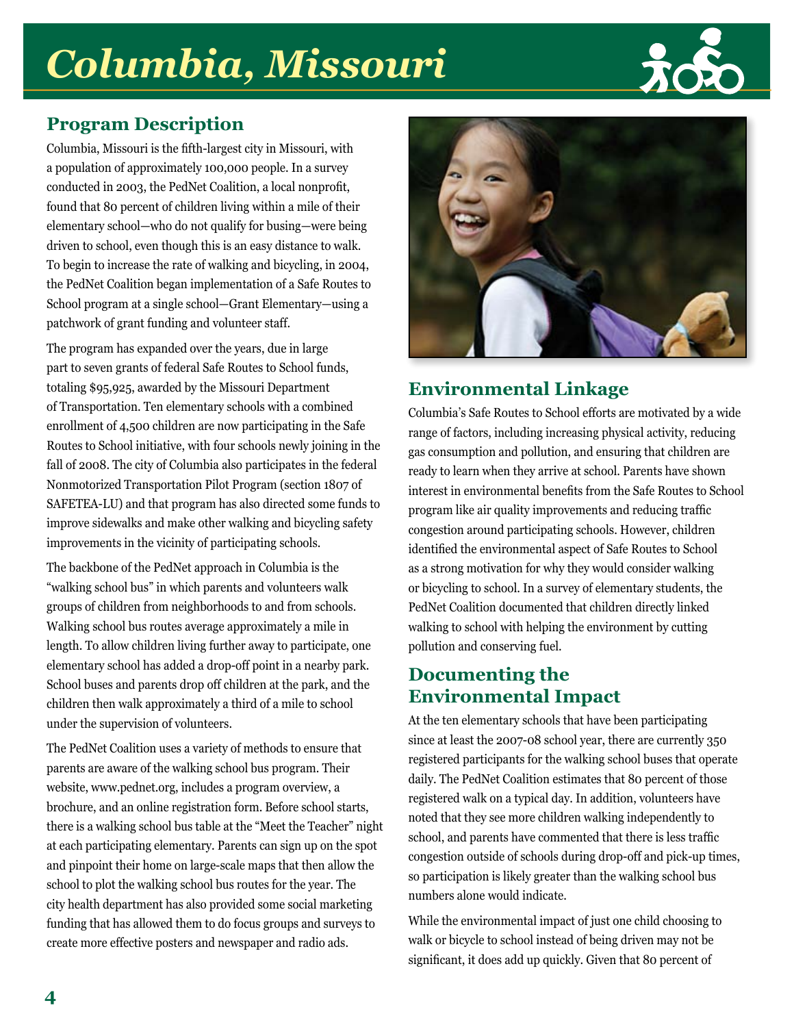# Columbia, Missouri

## Program Description

Columbia, Missouri is the fifth-largest city in Missouri, with a population of approximately 100,000 people. In a survey conducted in 2003, the PedNet Coalition, a local nonprofit, found that 80 percent of children living within a mile of their elementary school—who do not qualify for busing—were being driven to school, even though this is an easy distance to walk. To begin to increase the rate of walking and bicycling, in 2004, the PedNet Coalition began implementation of a Safe Routes to School program at a single school—Grant Elementary—using a patchwork of grant funding and volunteer staff.

The program has expanded over the years, due in large part to seven grants of federal Safe Routes to School funds, totaling $95,925, awarded by the Missouri Department of Transportation. Ten elementary schools with a combined enrollment of 4,500 children are now participating in the Safe Routes to School initiative, with four schools newly joining in the fall of 2008. The city of Columbia also participates in the federal Nonmotorized Transportation Pilot Program (section 1807 of SAFETEA-LU) and that program has also directed some funds to improve sidewalks and make other walking and bicycling safety improvements in the vicinity of participating schools.

The backbone of the PedNet approach in Columbia is the "walking school bus" in which parents and volunteers walk groups of children from neighborhoods to and from schools. Walking school bus routes average approximately a mile in length. To allow children living further away to participate, one elementary school has added a drop-off point in a nearby park. School buses and parents drop off children at the park, and the children then walk approximately a third of a mile to school under the supervision of volunteers.

The PedNet Coalition uses a variety of methods to ensure that parents are aware of the walking school bus program. Their website, www.pednet.org, includes a program overview, a brochure, and an online registration form. Before school starts, there is a walking school bus table at the "Meet the Teacher" night at each participating elementary. Parents can sign up on the spot and pinpoint their home on large-scale maps that then allow the school to plot the walking school bus routes for the year. The city health department has also provided some social marketing funding that has allowed them to do focus groups and surveys to create more effective posters and newspaper and radio ads.

## Environmental Linkage

Columbia's Safe Routes to School efforts are motivated by a wide range of factors, including increasing physical activity, reducing gas consumption and pollution, and ensuring that children are ready to learn when they arrive at school. Parents have shown interest in environmental benefits from the Safe Routes to School program like air quality improvements and reducing traffic congestion around participating schools. However, children identified the environmental aspect of Safe Routes to School as a strong motivation for why they would consider walking or bicycling to school. In a survey of elementary students, the PedNet Coalition documented that children directly linked walking to school with helping the environment by cutting pollution and conserving fuel.

## Documenting the Environmental Impact

At the ten elementary schools that have been participating since at least the 2007-08 school year, there are currently 350 registered participants for the walking school buses that operate daily. The PedNet Coalition estimates that 80 percent of those registered walk on a typical day. In addition, volunteers have noted that they see more children walking independently to school, and parents have commented that there is less traffic congestion outside of schools during drop-off and pick-up times, so participation is likely greater than the walking school bus numbers alone would indicate.

While the environmental impact of just one child choosing to walk or bicycle to school instead of being driven may not be significant, it does add up quickly. Given that 80 percent of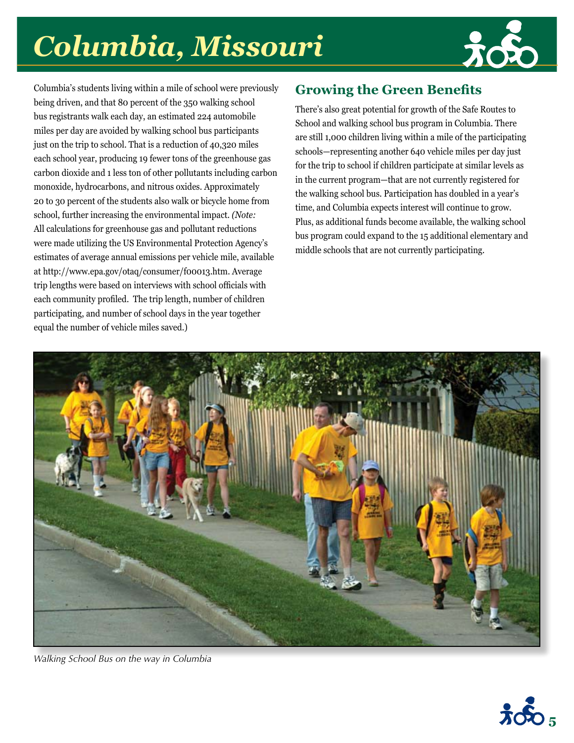# Columbia, Missouri

Columbia's students living within a mile of school were previously being driven, and that 80 percent of the 350 walking school bus registrants walk each day, an estimated 224 automobile miles per day are avoided by walking school bus participants just on the trip to school. That is a reduction of 40,320 miles each school year, producing 19 fewer tons of the greenhouse gas carbon dioxide and 1 less ton of other pollutants including carbon monoxide, hydrocarbons, and nitrous oxides. Approximately 20 to 30 percent of the students also walk or bicycle home from school, further increasing the environmental impact. *(Note:* All calculations for greenhouse gas and pollutant reductions were made utilizing the US Environmental Protection Agency's estimates of average annual emissions per vehicle mile, available at http://www.epa.gov/otaq/consumer/f00013.htm. Average trip lengths were based on interviews with school officials with each community profiled. The trip length, number of children participating, and number of school days in the year together equal the number of vehicle miles saved.)

## Growing the Green Benefits

There's also great potential for growth of the Safe Routes to School and walking school bus program in Columbia. There are still 1,000 children living within a mile of the participating schools—representing another 640 vehicle miles per day just for the trip to school if children participate at similar levels as in the current program—that are not currently registered for the walking school bus. Participation has doubled in a year's time, and Columbia expects interest will continue to grow. Plus, as additional funds become available, the walking school bus program could expand to the 15 additional elementary and middle schools that are not currently participating.

*Walking School Bus on the way in Columbia*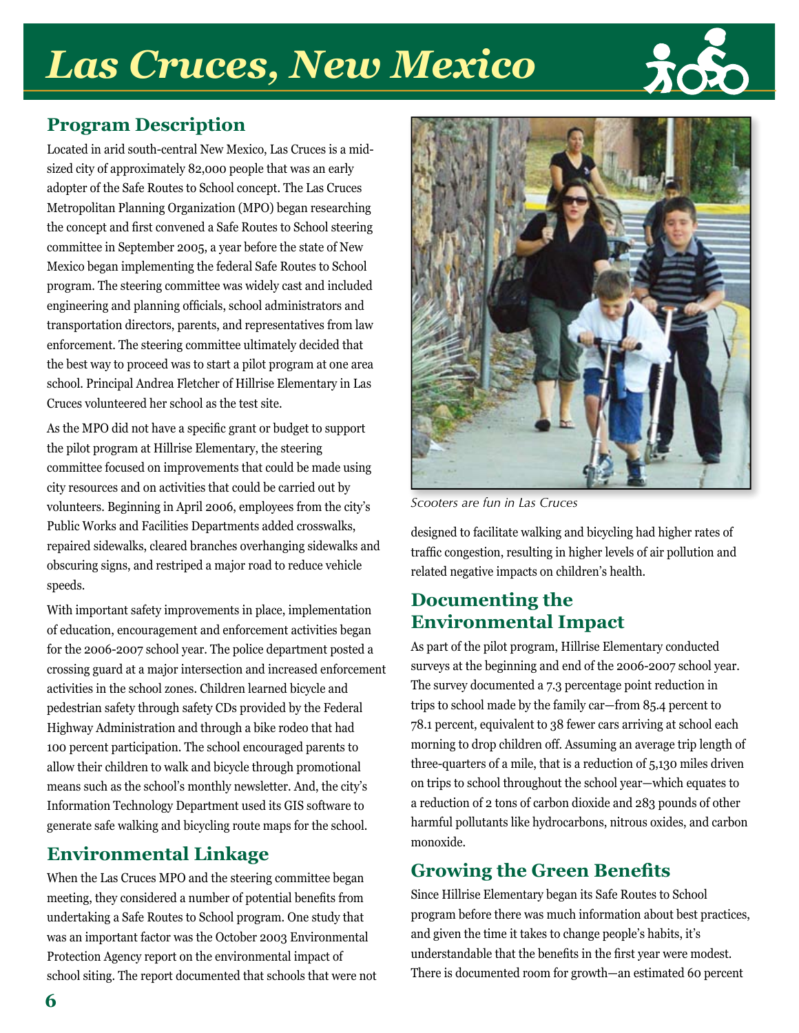# Las Cruces, New Mexico

## Program Description

Located in arid south-central New Mexico, Las Cruces is a mid-sized city of approximately 82,000 people that was an early adopter of the Safe Routes to School concept. The Las Cruces Metropolitan Planning Organization (MPO) began researching the concept and first convened a Safe Routes to School steering committee in September 2005, a year before the state of New Mexico began implementing the federal Safe Routes to School program. The steering committee was widely cast and included engineering and planning officials, school administrators and transportation directors, parents, and representatives from law enforcement. The steering committee ultimately decided that the best way to proceed was to start a pilot program at one area school. Principal Andrea Fletcher of Hillrise Elementary in Las Cruces volunteered her school as the test site.

As the MPO did not have a specific grant or budget to support the pilot program at Hillrise Elementary, the steering committee focused on improvements that could be made using city resources and on activities that could be carried out by volunteers. Beginning in April 2006, employees from the city's Public Works and Facilities Departments added crosswalks, repaired sidewalks, cleared branches overhanging sidewalks and obscuring signs, and restriped a major road to reduce vehicle speeds.

With important safety improvements in place, implementation of education, encouragement and enforcement activities began for the 2006-2007 school year. The police department posted a crossing guard at a major intersection and increased enforcement activities in the school zones. Children learned bicycle and pedestrian safety through safety CDs provided by the Federal Highway Administration and through a bike rodeo that had 100 percent participation. The school encouraged parents to allow their children to walk and bicycle through promotional means such as the school's monthly newsletter. And, the city's Information Technology Department used its GIS software to generate safe walking and bicycling route maps for the school.

## Environmental Linkage

When the Las Cruces MPO and the steering committee began meeting, they considered a number of potential benefits from undertaking a Safe Routes to School program. One study that was an important factor was the October 2003 Environmental Protection Agency report on the environmental impact of school siting. The report documented that schools that were not designed to facilitate walking and bicycling had higher rates of traffic congestion, resulting in higher levels of air pollution and related negative impacts on children's health.

*Scooters are fun in Las Cruces*

## Documenting the Environmental Impact

As part of the pilot program, Hillrise Elementary conducted surveys at the beginning and end of the 2006-2007 school year. The survey documented a 7.3 percentage point reduction in trips to school made by the family car—from 85.4 percent to 78.1 percent, equivalent to 38 fewer cars arriving at school each morning to drop children off. Assuming an average trip length of three-quarters of a mile, that is a reduction of 5,130 miles driven on trips to school throughout the school year—which equates to a reduction of 2 tons of carbon dioxide and 283 pounds of other harmful pollutants like hydrocarbons, nitrous oxides, and carbon monoxide.

## Growing the Green Benefits

Since Hillrise Elementary began its Safe Routes to School program before there was much information about best practices, and given the time it takes to change people's habits, it's understandable that the benefits in the first year were modest. There is documented room for growth—an estimated 60 percent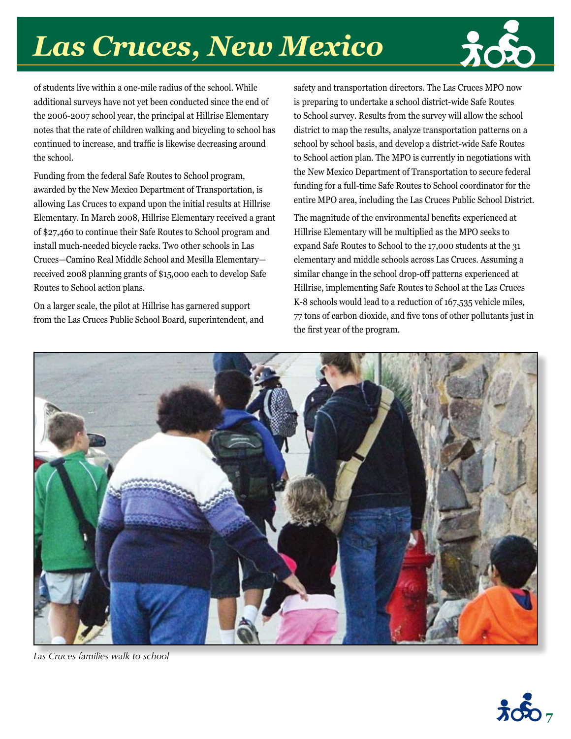# Las Cruces, New Mexico

of students live within a one-mile radius of the school. While additional surveys have not yet been conducted since the end of the 2006-2007 school year, the principal at Hillrise Elementary notes that the rate of children walking and bicycling to school has continued to increase, and traffic is likewise decreasing around the school.

Funding from the federal Safe Routes to School program, awarded by the New Mexico Department of Transportation, is allowing Las Cruces to expand upon the initial results at Hillrise Elementary. In March 2008, Hillrise Elementary received a grant of $27,460 to continue their Safe Routes to School program and install much-needed bicycle racks. Two other schools in Las Cruces—Camino Real Middle School and Mesilla Elementary—received 2008 planning grants of $15,000 each to develop Safe Routes to School action plans.

On a larger scale, the pilot at Hillrise has garnered support from the Las Cruces Public School Board, superintendent, and safety and transportation directors. The Las Cruces MPO now is preparing to undertake a school district-wide Safe Routes to School survey. Results from the survey will allow the school district to map the results, analyze transportation patterns on a school by school basis, and develop a district-wide Safe Routes to School action plan. The MPO is currently in negotiations with the New Mexico Department of Transportation to secure federal funding for a full-time Safe Routes to School coordinator for the entire MPO area, including the Las Cruces Public School District.

The magnitude of the environmental benefits experienced at Hillrise Elementary will be multiplied as the MPO seeks to expand Safe Routes to School to the 17,000 students at the 31 elementary and middle schools across Las Cruces. Assuming a similar change in the school drop-off patterns experienced at Hillrise, implementing Safe Routes to School at the Las Cruces K-8 schools would lead to a reduction of 167,535 vehicle miles, 77 tons of carbon dioxide, and five tons of other pollutants just in the first year of the program.

*Las Cruces families walk to school*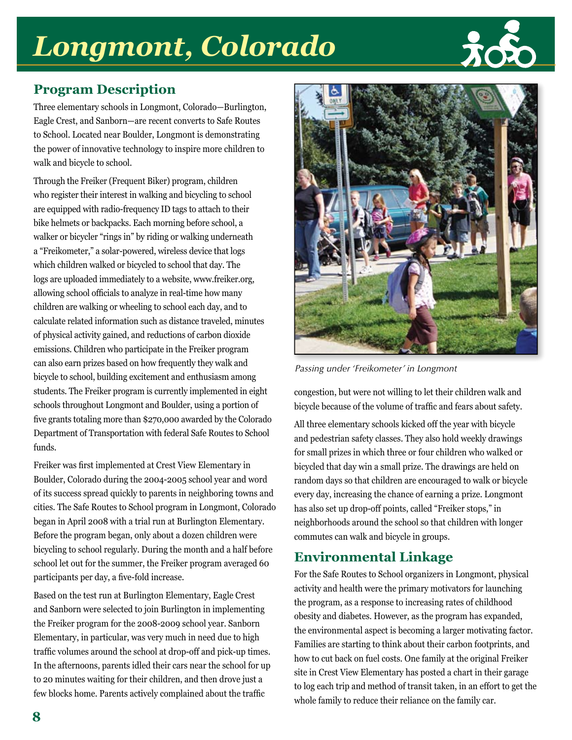# Longmont, Colorado

## Program Description

Three elementary schools in Longmont, Colorado—Burlington, Eagle Crest, and Sanborn—are recent converts to Safe Routes to School. Located near Boulder, Longmont is demonstrating the power of innovative technology to inspire more children to walk and bicycle to school.

Through the Freiker (Frequent Biker) program, children who register their interest in walking and bicycling to school are equipped with radio-frequency ID tags to attach to their bike helmets or backpacks. Each morning before school, a walker or bicycler "rings in" by riding or walking underneath a "Freikometer," a solar-powered, wireless device that logs which children walked or bicycled to school that day. The logs are uploaded immediately to a website, www.freiker.org, allowing school officials to analyze in real-time how many children are walking or wheeling to school each day, and to calculate related information such as distance traveled, minutes of physical activity gained, and reductions of carbon dioxide emissions. Children who participate in the Freiker program can also earn prizes based on how frequently they walk and bicycle to school, building excitement and enthusiasm among students. The Freiker program is currently implemented in eight schools throughout Longmont and Boulder, using a portion of five grants totaling more than $270,000 awarded by the Colorado Department of Transportation with federal Safe Routes to School funds.

Freiker was first implemented at Crest View Elementary in Boulder, Colorado during the 2004-2005 school year and word of its success spread quickly to parents in neighboring towns and cities. The Safe Routes to School program in Longmont, Colorado began in April 2008 with a trial run at Burlington Elementary. Before the program began, only about a dozen children were bicycling to school regularly. During the month and a half before school let out for the summer, the Freiker program averaged 60 participants per day, a five-fold increase.

Based on the test run at Burlington Elementary, Eagle Crest and Sanborn were selected to join Burlington in implementing the Freiker program for the 2008-2009 school year. Sanborn Elementary, in particular, was very much in need due to high traffic volumes around the school at drop-off and pick-up times. In the afternoons, parents idled their cars near the school for up to 20 minutes waiting for their children, and then drove just a few blocks home. Parents actively complained about the traffic congestion, but were not willing to let their children walk and bicycle because of the volume of traffic and fears about safety.

*Passing under 'Freikometer' in Longmont*

All three elementary schools kicked off the year with bicycle and pedestrian safety classes. They also hold weekly drawings for small prizes in which three or four children who walked or bicycled that day win a small prize. The drawings are held on random days so that children are encouraged to walk or bicycle every day, increasing the chance of earning a prize. Longmont has also set up drop-off points, called "Freiker stops," in neighborhoods around the school so that children with longer commutes can walk and bicycle in groups.

## Environmental Linkage

For the Safe Routes to School organizers in Longmont, physical activity and health were the primary motivators for launching the program, as a response to increasing rates of childhood obesity and diabetes. However, as the program has expanded, the environmental aspect is becoming a larger motivating factor. Families are starting to think about their carbon footprints, and how to cut back on fuel costs. One family at the original Freiker site in Crest View Elementary has posted a chart in their garage to log each trip and method of transit taken, in an effort to get the whole family to reduce their reliance on the family car.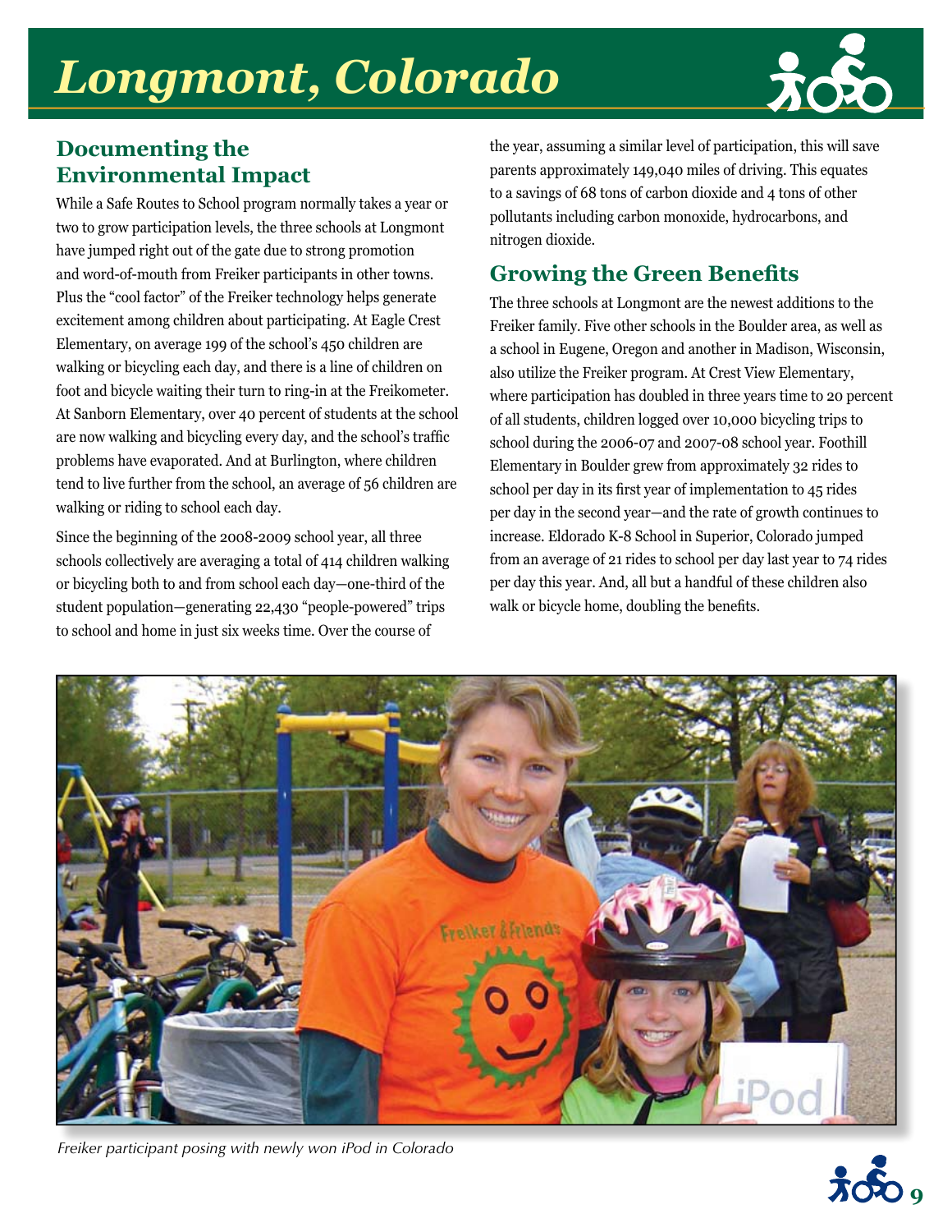# Longmont, Colorado

## Documenting the Environmental Impact

While a Safe Routes to School program normally takes a year or two to grow participation levels, the three schools at Longmont have jumped right out of the gate due to strong promotion and word-of-mouth from Freiker participants in other towns. Plus the "cool factor" of the Freiker technology helps generate excitement among children about participating. At Eagle Crest Elementary, on average 199 of the school's 450 children are walking or bicycling each day, and there is a line of children on foot and bicycle waiting their turn to ring-in at the Freikometer. At Sanborn Elementary, over 40 percent of students at the school are now walking and bicycling every day, and the school's traffic problems have evaporated. And at Burlington, where children tend to live further from the school, an average of 56 children are walking or riding to school each day.

Since the beginning of the 2008-2009 school year, all three schools collectively are averaging a total of 414 children walking or bicycling both to and from school each day—one-third of the student population—generating 22,430 "people-powered" trips to school and home in just six weeks time. Over the course of the year, assuming a similar level of participation, this will save parents approximately 149,040 miles of driving. This equates to a savings of 68 tons of carbon dioxide and 4 tons of other pollutants including carbon monoxide, hydrocarbons, and nitrogen dioxide.

## Growing the Green Benefits

The three schools at Longmont are the newest additions to the Freiker family. Five other schools in the Boulder area, as well as a school in Eugene, Oregon and another in Madison, Wisconsin, also utilize the Freiker program. At Crest View Elementary, where participation has doubled in three years time to 20 percent of all students, children logged over 10,000 bicycling trips to school during the 2006-07 and 2007-08 school year. Foothill Elementary in Boulder grew from approximately 32 rides to school per day in its first year of implementation to 45 rides per day in the second year—and the rate of growth continues to increase. Eldorado K-8 School in Superior, Colorado jumped from an average of 21 rides to school per day last year to 74 rides per day this year. And, all but a handful of these children also walk or bicycle home, doubling the benefits.

*Freiker participant posing with newly won iPod in Colorado*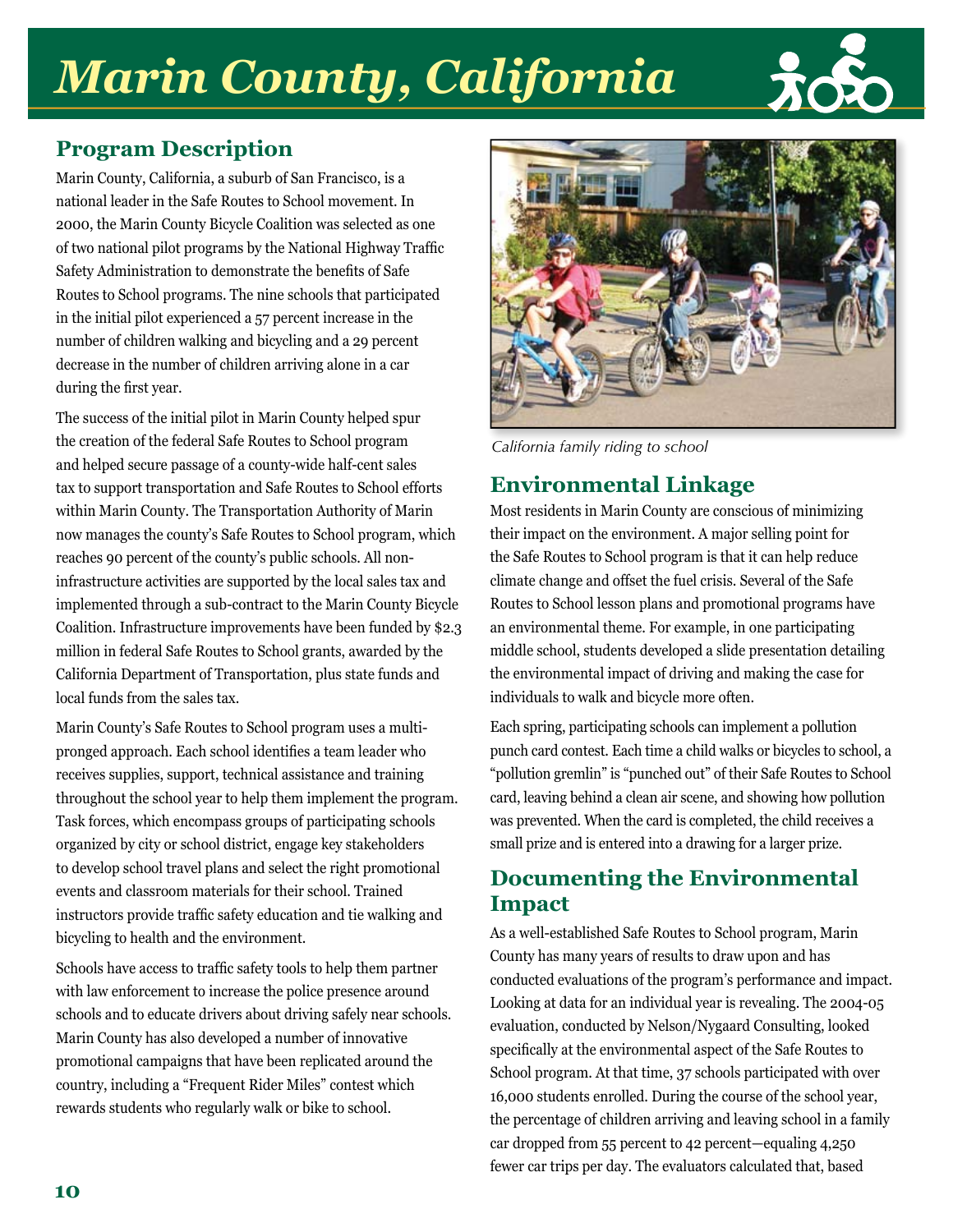# Marin County, California

## Program Description

Marin County, California, a suburb of San Francisco, is a national leader in the Safe Routes to School movement. In 2000, the Marin County Bicycle Coalition was selected as one of two national pilot programs by the National Highway Traffic Safety Administration to demonstrate the benefits of Safe Routes to School programs. The nine schools that participated in the initial pilot experienced a 57 percent increase in the number of children walking and bicycling and a 29 percent decrease in the number of children arriving alone in a car during the first year.

The success of the initial pilot in Marin County helped spur the creation of the federal Safe Routes to School program and helped secure passage of a county-wide half-cent sales tax to support transportation and Safe Routes to School efforts within Marin County. The Transportation Authority of Marin now manages the county's Safe Routes to School program, which reaches 90 percent of the county's public schools. All non-infrastructure activities are supported by the local sales tax and implemented through a sub-contract to the Marin County Bicycle Coalition. Infrastructure improvements have been funded by $2.3 million in federal Safe Routes to School grants, awarded by the California Department of Transportation, plus state funds and local funds from the sales tax.

Marin County's Safe Routes to School program uses a multi-pronged approach. Each school identifies a team leader who receives supplies, support, technical assistance and training throughout the school year to help them implement the program. Task forces, which encompass groups of participating schools organized by city or school district, engage key stakeholders to develop school travel plans and select the right promotional events and classroom materials for their school. Trained instructors provide traffic safety education and tie walking and bicycling to health and the environment.

Schools have access to traffic safety tools to help them partner with law enforcement to increase the police presence around schools and to educate drivers about driving safely near schools. Marin County has also developed a number of innovative promotional campaigns that have been replicated around the country, including a "Frequent Rider Miles" contest which rewards students who regularly walk or bike to school.

*California family riding to school*

## Environmental Linkage

Most residents in Marin County are conscious of minimizing their impact on the environment. A major selling point for the Safe Routes to School program is that it can help reduce climate change and offset the fuel crisis. Several of the Safe Routes to School lesson plans and promotional programs have an environmental theme. For example, in one participating middle school, students developed a slide presentation detailing the environmental impact of driving and making the case for individuals to walk and bicycle more often.

Each spring, participating schools can implement a pollution punch card contest. Each time a child walks or bicycles to school, a "pollution gremlin" is "punched out" of their Safe Routes to School card, leaving behind a clean air scene, and showing how pollution was prevented. When the card is completed, the child receives a small prize and is entered into a drawing for a larger prize.

## Documenting the Environmental Impact

As a well-established Safe Routes to School program, Marin County has many years of results to draw upon and has conducted evaluations of the program's performance and impact. Looking at data for an individual year is revealing. The 2004-05 evaluation, conducted by Nelson/Nygaard Consulting, looked specifically at the environmental aspect of the Safe Routes to School program. At that time, 37 schools participated with over 16,000 students enrolled. During the course of the school year, the percentage of children arriving and leaving school in a family car dropped from 55 percent to 42 percent—equaling 4,250 fewer car trips per day. The evaluators calculated that, based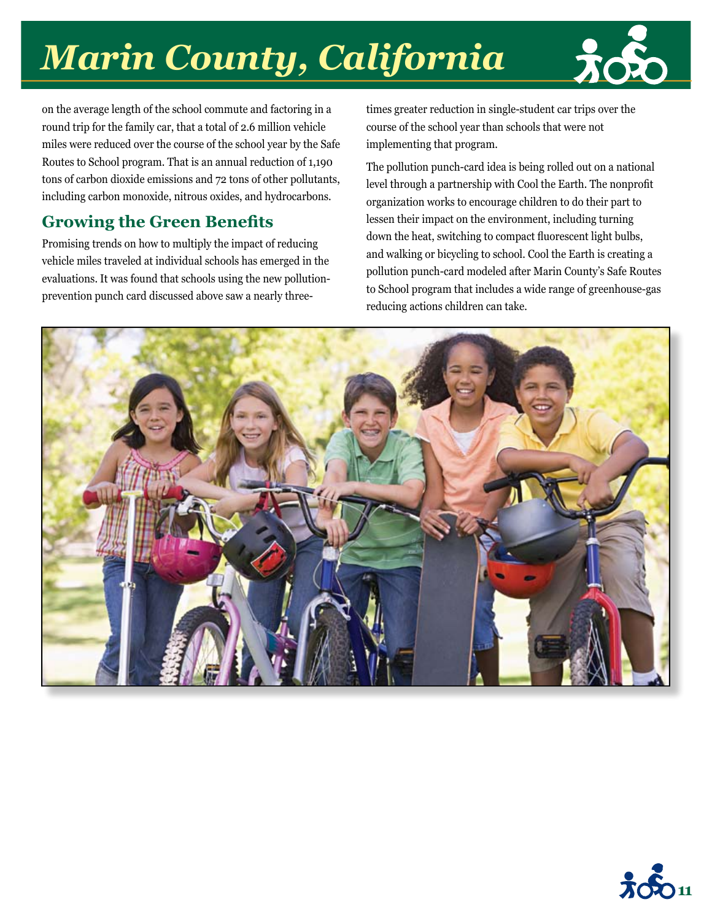# Marin County, California

on the average length of the school commute and factoring in a round trip for the family car, that a total of 2.6 million vehicle miles were reduced over the course of the school year by the Safe Routes to School program. That is an annual reduction of 1,190 tons of carbon dioxide emissions and 72 tons of other pollutants, including carbon monoxide, nitrous oxides, and hydrocarbons.

## Growing the Green Benefits

Promising trends on how to multiply the impact of reducing vehicle miles traveled at individual schools has emerged in the evaluations. It was found that schools using the new pollution-prevention punch card discussed above saw a nearly three-times greater reduction in single-student car trips over the course of the school year than schools that were not implementing that program.

The pollution punch-card idea is being rolled out on a national level through a partnership with Cool the Earth. The nonprofit organization works to encourage children to do their part to lessen their impact on the environment, including turning down the heat, switching to compact fluorescent light bulbs, and walking or bicycling to school. Cool the Earth is creating a pollution punch-card modeled after Marin County's Safe Routes to School program that includes a wide range of greenhouse-gas reducing actions children can take.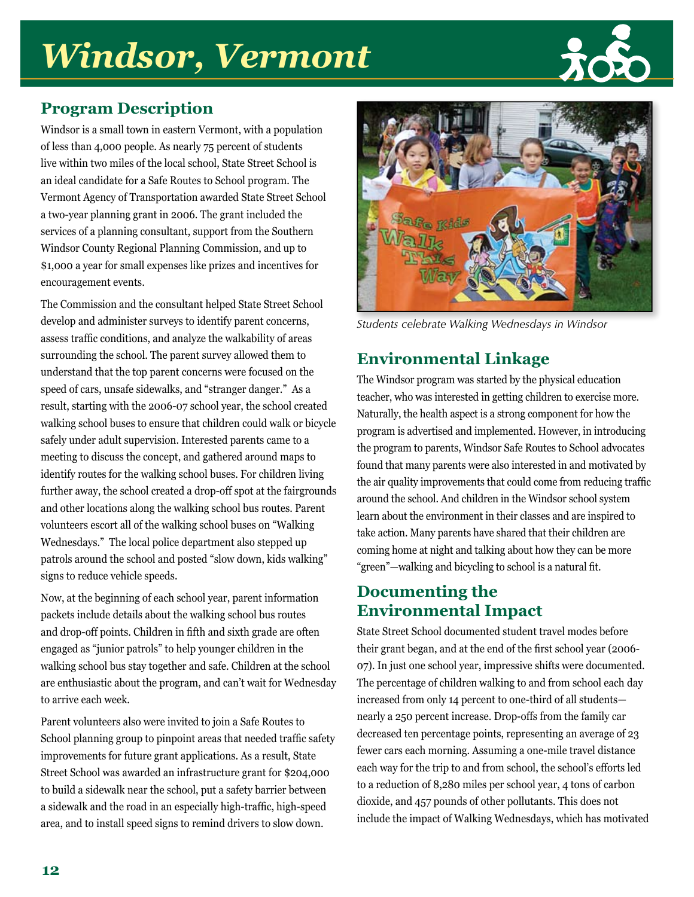# Windsor, Vermont

## Program Description

Windsor is a small town in eastern Vermont, with a population of less than 4,000 people. As nearly 75 percent of students live within two miles of the local school, State Street School is an ideal candidate for a Safe Routes to School program. The Vermont Agency of Transportation awarded State Street School a two-year planning grant in 2006. The grant included the services of a planning consultant, support from the Southern Windsor County Regional Planning Commission, and up to $1,000 a year for small expenses like prizes and incentives for encouragement events.

The Commission and the consultant helped State Street School develop and administer surveys to identify parent concerns, assess traffic conditions, and analyze the walkability of areas surrounding the school. The parent survey allowed them to understand that the top parent concerns were focused on the speed of cars, unsafe sidewalks, and "stranger danger." As a result, starting with the 2006-07 school year, the school created walking school buses to ensure that children could walk or bicycle safely under adult supervision. Interested parents came to a meeting to discuss the concept, and gathered around maps to identify routes for the walking school buses. For children living further away, the school created a drop-off spot at the fairgrounds and other locations along the walking school bus routes. Parent volunteers escort all of the walking school buses on "Walking Wednesdays." The local police department also stepped up patrols around the school and posted "slow down, kids walking" signs to reduce vehicle speeds.

Now, at the beginning of each school year, parent information packets include details about the walking school bus routes and drop-off points. Children in fifth and sixth grade are often engaged as "junior patrols" to help younger children in the walking school bus stay together and safe. Children at the school are enthusiastic about the program, and can't wait for Wednesday to arrive each week.

Parent volunteers also were invited to join a Safe Routes to School planning group to pinpoint areas that needed traffic safety improvements for future grant applications. As a result, State Street School was awarded an infrastructure grant for $204,000 to build a sidewalk near the school, put a safety barrier between a sidewalk and the road in an especially high-traffic, high-speed area, and to install speed signs to remind drivers to slow down.

*Students celebrate Walking Wednesdays in Windsor*

## Environmental Linkage

The Windsor program was started by the physical education teacher, who was interested in getting children to exercise more. Naturally, the health aspect is a strong component for how the program is advertised and implemented. However, in introducing the program to parents, Windsor Safe Routes to School advocates found that many parents were also interested in and motivated by the air quality improvements that could come from reducing traffic around the school. And children in the Windsor school system learn about the environment in their classes and are inspired to take action. Many parents have shared that their children are coming home at night and talking about how they can be more "green"—walking and bicycling to school is a natural fit.

## Documenting the Environmental Impact

State Street School documented student travel modes before their grant began, and at the end of the first school year (2006-07). In just one school year, impressive shifts were documented. The percentage of children walking to and from school each day increased from only 14 percent to one-third of all students—nearly a 250 percent increase. Drop-offs from the family car decreased ten percentage points, representing an average of 23 fewer cars each morning. Assuming a one-mile travel distance each way for the trip to and from school, the school's efforts led to a reduction of 8,280 miles per school year, 4 tons of carbon dioxide, and 457 pounds of other pollutants. This does not include the impact of Walking Wednesdays, which has motivated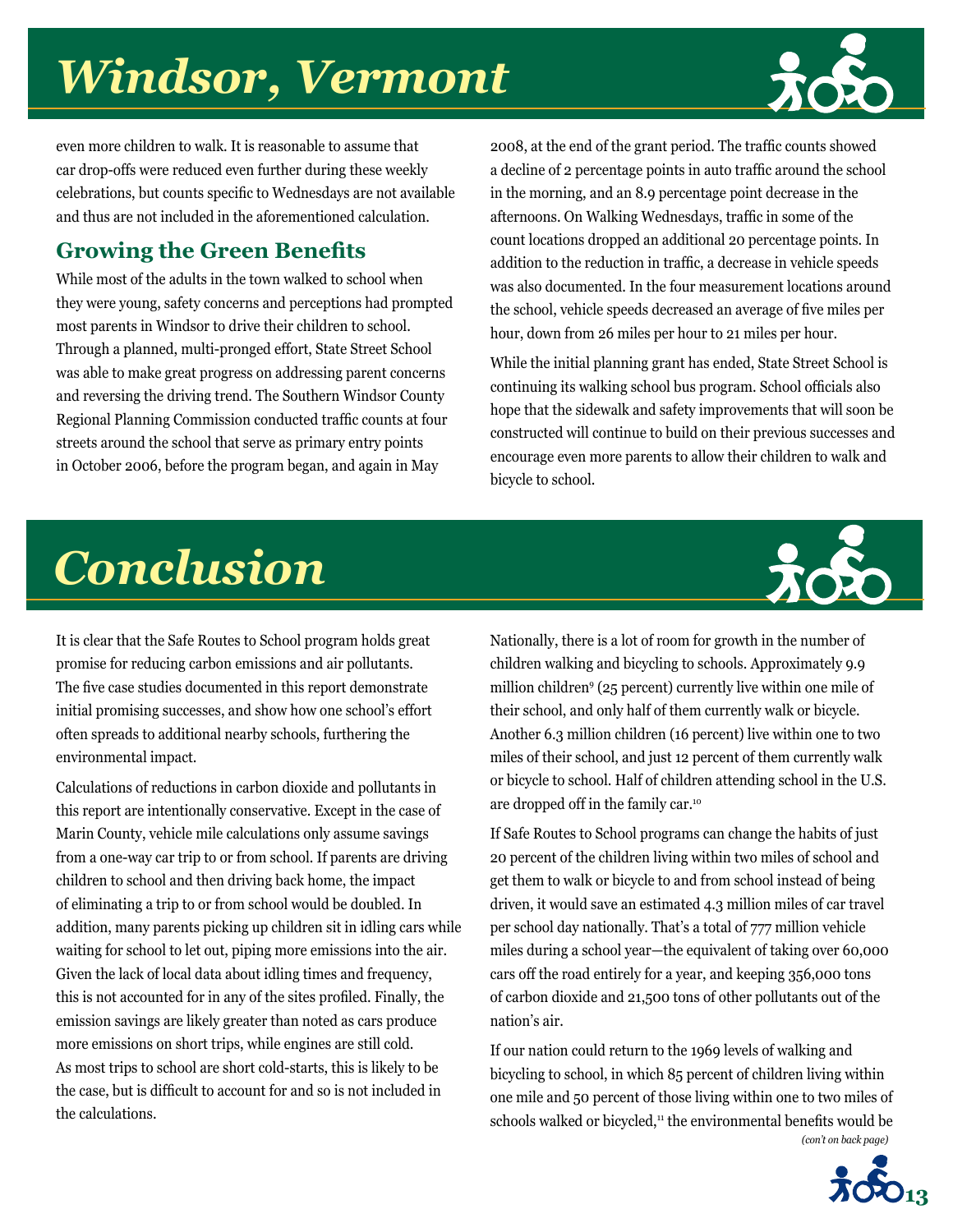# Windsor, Vermont

even more children to walk. It is reasonable to assume that car drop-offs were reduced even further during these weekly celebrations, but counts specific to Wednesdays are not available and thus are not included in the aforementioned calculation.

## Growing the Green Benefits

While most of the adults in the town walked to school when they were young, safety concerns and perceptions had prompted most parents in Windsor to drive their children to school. Through a planned, multi-pronged effort, State Street School was able to make great progress on addressing parent concerns and reversing the driving trend. The Southern Windsor County Regional Planning Commission conducted traffic counts at four streets around the school that serve as primary entry points in October 2006, before the program began, and again in May 2008, at the end of the grant period. The traffic counts showed a decline of 2 percentage points in auto traffic around the school in the morning, and an 8.9 percentage point decrease in the afternoons. On Walking Wednesdays, traffic in some of the count locations dropped an additional 20 percentage points. In addition to the reduction in traffic, a decrease in vehicle speeds was also documented. In the four measurement locations around the school, vehicle speeds decreased an average of five miles per hour, down from 26 miles per hour to 21 miles per hour.

While the initial planning grant has ended, State Street School is continuing its walking school bus program. School officials also hope that the sidewalk and safety improvements that will soon be constructed will continue to build on their previous successes and encourage even more parents to allow their children to walk and bicycle to school.

# Conclusion

It is clear that the Safe Routes to School program holds great promise for reducing carbon emissions and air pollutants. The five case studies documented in this report demonstrate initial promising successes, and show how one school's effort often spreads to additional nearby schools, furthering the environmental impact.

Calculations of reductions in carbon dioxide and pollutants in this report are intentionally conservative. Except in the case of Marin County, vehicle mile calculations only assume savings from a one-way car trip to or from school. If parents are driving children to school and then driving back home, the impact of eliminating a trip to or from school would be doubled. In addition, many parents picking up children sit in idling cars while waiting for school to let out, piping more emissions into the air. Given the lack of local data about idling times and frequency, this is not accounted for in any of the sites profiled. Finally, the emission savings are likely greater than noted as cars produce more emissions on short trips, while engines are still cold. As most trips to school are short cold-starts, this is likely to be the case, but is difficult to account for and so is not included in the calculations.

Nationally, there is a lot of room for growth in the number of children walking and bicycling to schools. Approximately 9.9 million children[9] (25 percent) currently live within one mile of their school, and only half of them currently walk or bicycle. Another 6.3 million children (16 percent) live within one to two miles of their school, and just 12 percent of them currently walk or bicycle to school. Half of children attending school in the U.S. are dropped off in the family car.[10]

If Safe Routes to School programs can change the habits of just 20 percent of the children living within two miles of school and get them to walk or bicycle to and from school instead of being driven, it would save an estimated 4.3 million miles of car travel per school day nationally. That's a total of 777 million vehicle miles during a school year—the equivalent of taking over 60,000 cars off the road entirely for a year, and keeping 356,000 tons of carbon dioxide and 21,500 tons of other pollutants out of the nation's air.

If our nation could return to the 1969 levels of walking and bicycling to school, in which 85 percent of children living within one mile and 50 percent of those living within one to two miles of schools walked or bicycled,[11] the environmental benefits would be

*(con't on back page)*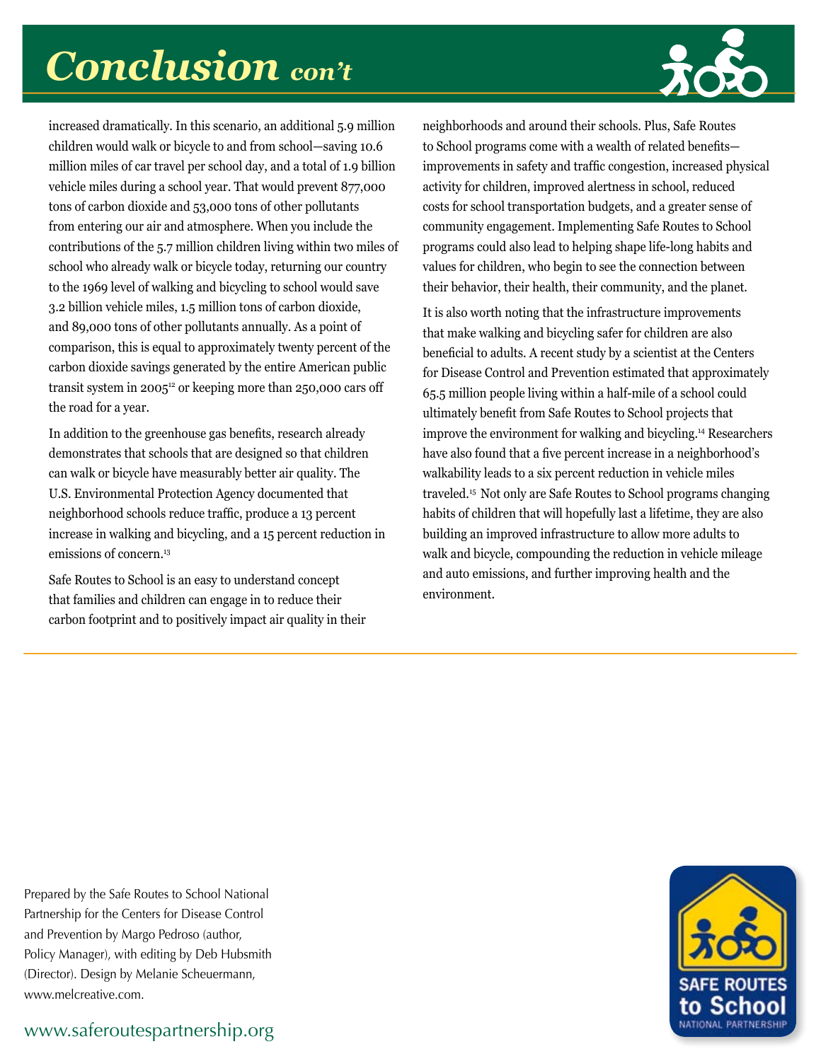# *Conclusion con't*

increased dramatically. In this scenario, an additional 5.9 million children would walk or bicycle to and from school—saving 10.6 million miles of car travel per school day, and a total of 1.9 billion vehicle miles during a school year. That would prevent 877,000 tons of carbon dioxide and 53,000 tons of other pollutants from entering our air and atmosphere. When you include the contributions of the 5.7 million children living within two miles of school who already walk or bicycle today, returning our country to the 1969 level of walking and bicycling to school would save 3.2 billion vehicle miles, 1.5 million tons of carbon dioxide, and 89,000 tons of other pollutants annually. As a point of comparison, this is equal to approximately twenty percent of the carbon dioxide savings generated by the entire American public transit system in 2005[12] or keeping more than 250,000 cars off the road for a year.

In addition to the greenhouse gas benefits, research already demonstrates that schools that are designed so that children can walk or bicycle have measurably better air quality. The U.S. Environmental Protection Agency documented that neighborhood schools reduce traffic, produce a 13 percent increase in walking and bicycling, and a 15 percent reduction in emissions of concern.[13]

Safe Routes to School is an easy to understand concept that families and children can engage in to reduce their carbon footprint and to positively impact air quality in their neighborhoods and around their schools. Plus, Safe Routes to School programs come with a wealth of related benefits—improvements in safety and traffic congestion, increased physical activity for children, improved alertness in school, reduced costs for school transportation budgets, and a greater sense of community engagement. Implementing Safe Routes to School programs could also lead to helping shape life-long habits and values for children, who begin to see the connection between their behavior, their health, their community, and the planet.

It is also worth noting that the infrastructure improvements that make walking and bicycling safer for children are also beneficial to adults. A recent study by a scientist at the Centers for Disease Control and Prevention estimated that approximately 65.5 million people living within a half-mile of a school could ultimately benefit from Safe Routes to School projects that improve the environment for walking and bicycling.[14] Researchers have also found that a five percent increase in a neighborhood's walkability leads to a six percent reduction in vehicle miles traveled.[15] Not only are Safe Routes to School programs changing habits of children that will hopefully last a lifetime, they are also building an improved infrastructure to allow more adults to walk and bicycle, compounding the reduction in vehicle mileage and auto emissions, and further improving health and the environment.

Prepared by the Safe Routes to School National Partnership for the Centers for Disease Control and Prevention by Margo Pedroso (author, Policy Manager), with editing by Deb Hubsmith (Director). Design by Melanie Scheuermann, www.melcreative.com.

www.saferoutespartnership.org

SAFE ROUTES to School NATIONAL PARTNERSHIP